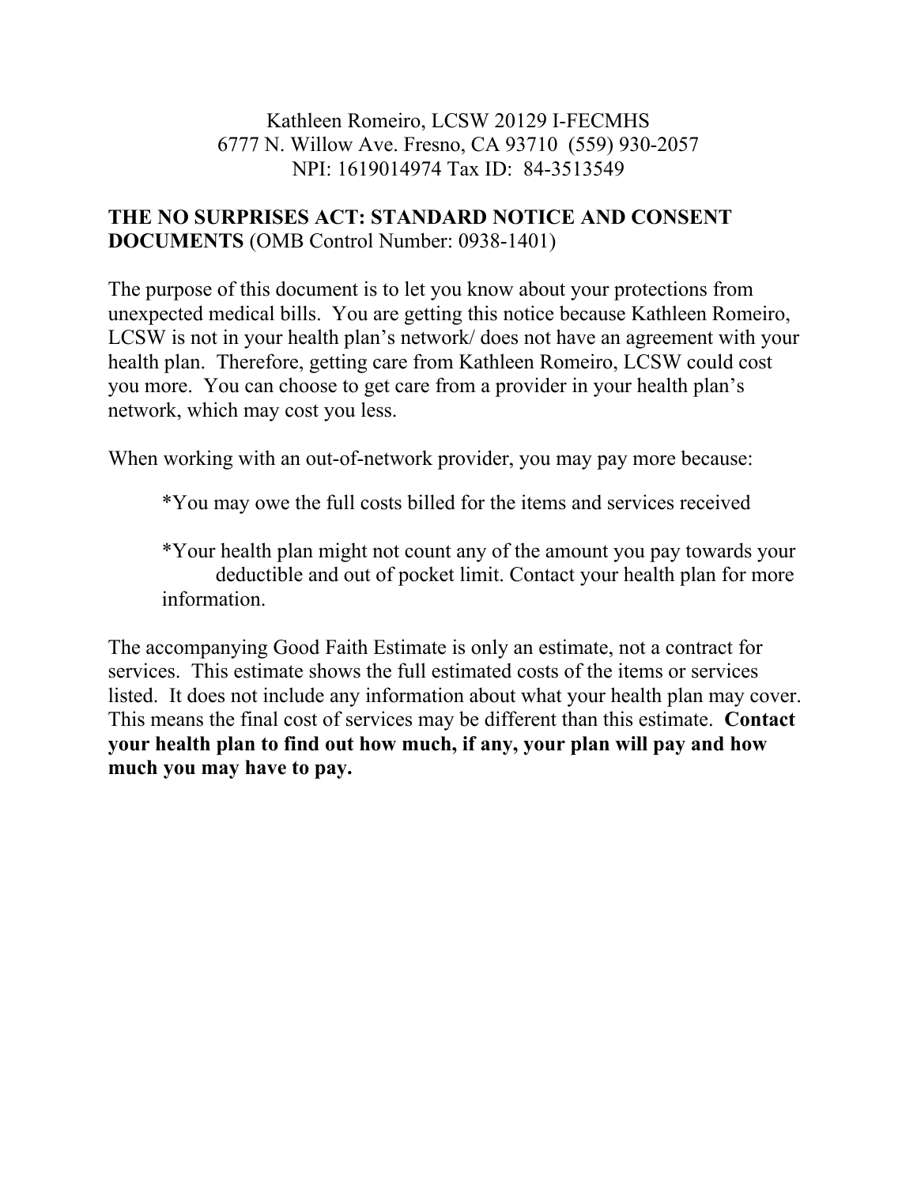Kathleen Romeiro, LCSW 20129 I-FECMHS
6777 N. Willow Ave. Fresno, CA 93710 (559) 930-2057
NPI: 1619014974 Tax ID: 84-3513549

**THE NO SURPRISES ACT: STANDARD NOTICE AND CONSENT DOCUMENTS** (OMB Control Number: 0938-1401)

The purpose of this document is to let you know about your protections from unexpected medical bills. You are getting this notice because Kathleen Romeiro, LCSW is not in your health plan's network/ does not have an agreement with your health plan. Therefore, getting care from Kathleen Romeiro, LCSW could cost you more. You can choose to get care from a provider in your health plan's network, which may cost you less.

When working with an out-of-network provider, you may pay more because:

*You may owe the full costs billed for the items and services received

*Your health plan might not count any of the amount you pay towards your deductible and out of pocket limit. Contact your health plan for more information.

The accompanying Good Faith Estimate is only an estimate, not a contract for services. This estimate shows the full estimated costs of the items or services listed. It does not include any information about what your health plan may cover. This means the final cost of services may be different than this estimate. **Contact your health plan to find out how much, if any, your plan will pay and how much you may have to pay.**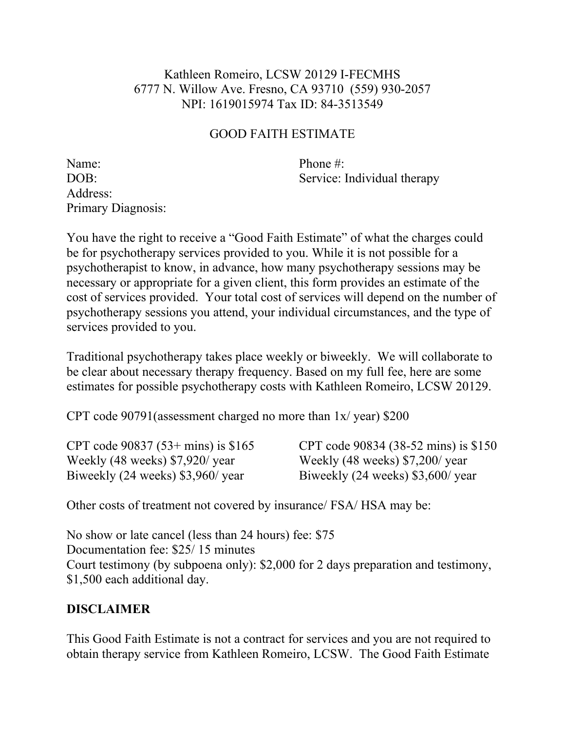Kathleen Romeiro, LCSW 20129 I-FECMHS
6777 N. Willow Ave. Fresno, CA 93710 (559) 930-2057
NPI: 1619015974 Tax ID: 84-3513549

# GOOD FAITH ESTIMATE

Name:
DOB:
Address:
Primary Diagnosis:

Phone #:
Service: Individual therapy

You have the right to receive a "Good Faith Estimate" of what the charges could be for psychotherapy services provided to you. While it is not possible for a psychotherapist to know, in advance, how many psychotherapy sessions may be necessary or appropriate for a given client, this form provides an estimate of the cost of services provided. Your total cost of services will depend on the number of psychotherapy sessions you attend, your individual circumstances, and the type of services provided to you.

Traditional psychotherapy takes place weekly or biweekly. We will collaborate to be clear about necessary therapy frequency. Based on my full fee, here are some estimates for possible psychotherapy costs with Kathleen Romeiro, LCSW 20129.

CPT code 90791(assessment charged no more than 1x/ year) $200

CPT code 90837 (53+ mins) is $165
Weekly (48 weeks) $7,920/ year
Biweekly (24 weeks) $3,960/ year

CPT code 90834 (38-52 mins) is $150
Weekly (48 weeks) $7,200/ year
Biweekly (24 weeks) $3,600/ year

Other costs of treatment not covered by insurance/ FSA/ HSA may be:

No show or late cancel (less than 24 hours) fee: $75
Documentation fee: $25/ 15 minutes
Court testimony (by subpoena only): $2,000 for 2 days preparation and testimony, $1,500 each additional day.

**DISCLAIMER**

This Good Faith Estimate is not a contract for services and you are not required to obtain therapy service from Kathleen Romeiro, LCSW. The Good Faith Estimate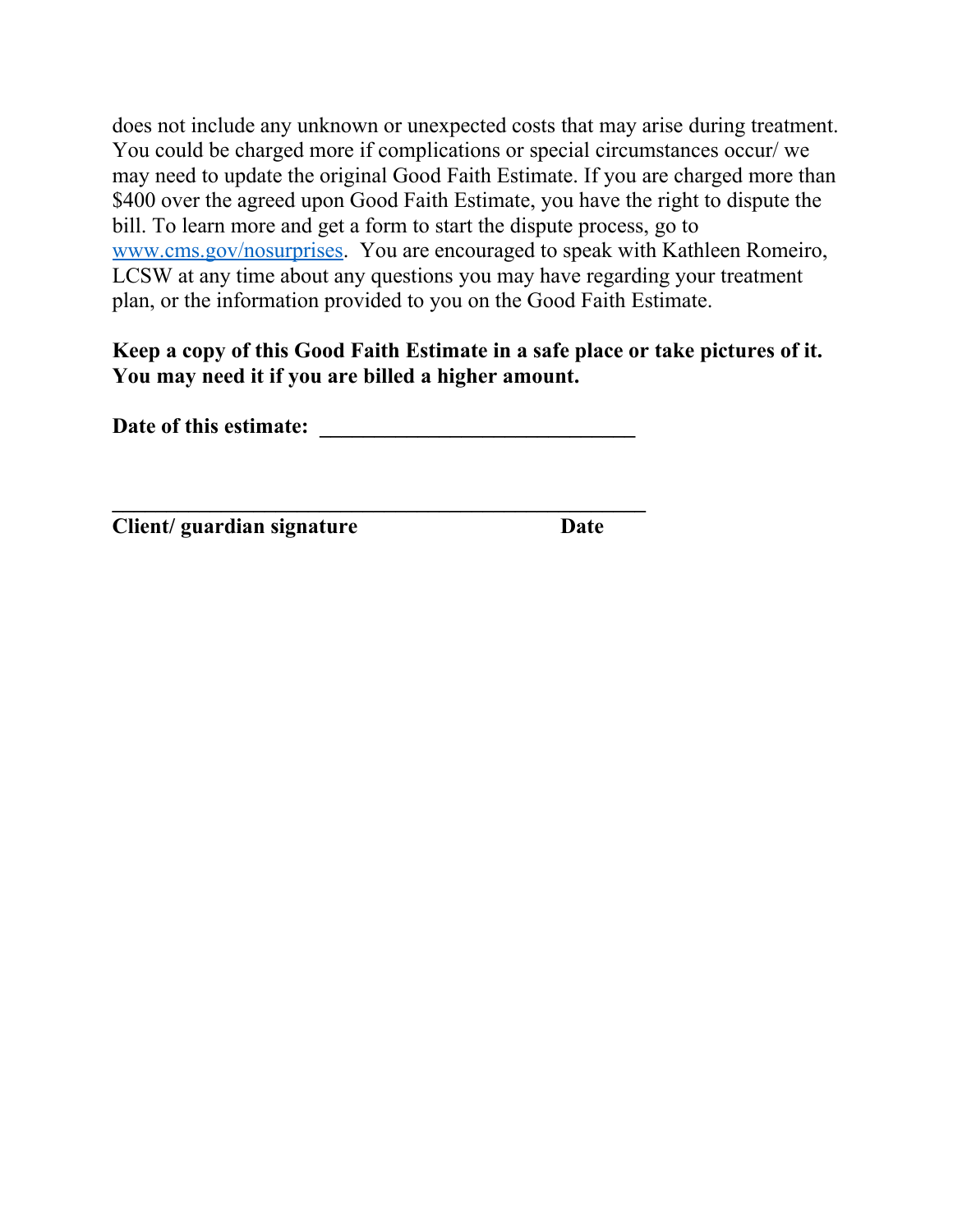does not include any unknown or unexpected costs that may arise during treatment. You could be charged more if complications or special circumstances occur/ we may need to update the original Good Faith Estimate. If you are charged more than $400 over the agreed upon Good Faith Estimate, you have the right to dispute the bill. To learn more and get a form to start the dispute process, go to [www.cms.gov/nosurprises](http://www.cms.gov/nosurprises). You are encouraged to speak with Kathleen Romeiro, LCSW at any time about any questions you may have regarding your treatment plan, or the information provided to you on the Good Faith Estimate.

**Keep a copy of this Good Faith Estimate in a safe place or take pictures of it. You may need it if you are billed a higher amount.**

**Date of this estimate: ____________________________**

**_______________________________________________**
**Client/ guardian signature                                    Date**